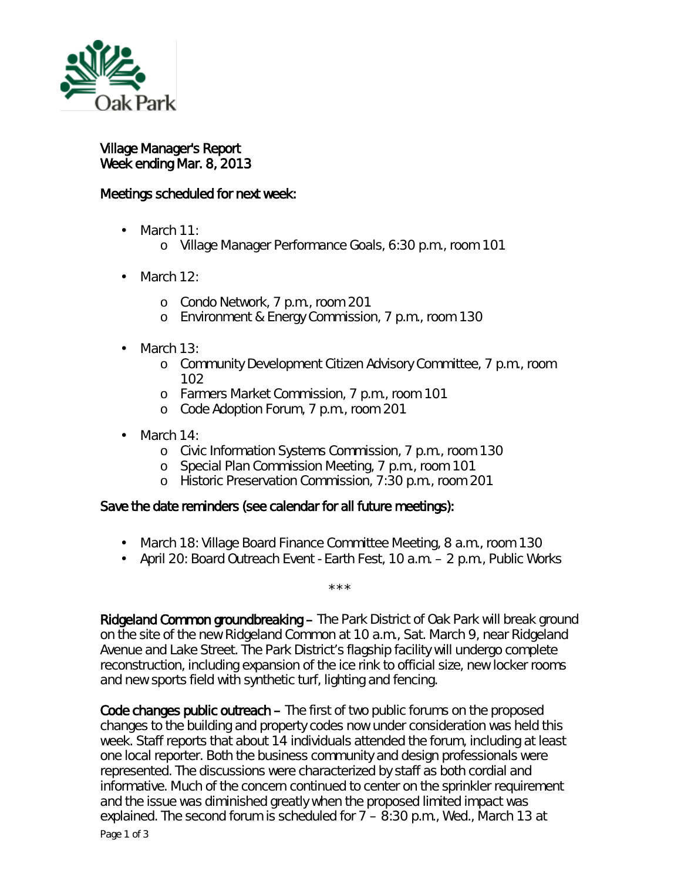Village Manager's Report
Week ending Mar. 8, 2013

**Meetings scheduled for next week:**

- March 11:
  - Village Manager Performance Goals, 6:30 p.m., room 101
- March 12:
  - Condo Network, 7 p.m., room 201
  - Environment & Energy Commission, 7 p.m., room 130
- March 13:
  - Community Development Citizen Advisory Committee, 7 p.m., room 102
  - Farmers Market Commission, 7 p.m., room 101
  - Code Adoption Forum, 7 p.m., room 201
- March 14:
  - Civic Information Systems Commission, 7 p.m., room 130
  - Special Plan Commission Meeting, 7 p.m., room 101
  - Historic Preservation Commission, 7:30 p.m., room 201

**Save the date reminders (see calendar for all future meetings):**

- March 18: Village Board Finance Committee Meeting, 8 a.m., room 130
- April 20: Board Outreach Event - Earth Fest, 10 a.m. – 2 p.m., Public Works

\*\*\*

**Ridgeland Common groundbreaking –** The Park District of Oak Park will break ground on the site of the new Ridgeland Common at 10 a.m., Sat. March 9, near Ridgeland Avenue and Lake Street. The Park District's flagship facility will undergo complete reconstruction, including expansion of the ice rink to official size, new locker rooms and new sports field with synthetic turf, lighting and fencing.

**Code changes public outreach –** The first of two public forums on the proposed changes to the building and property codes now under consideration was held this week. Staff reports that about 14 individuals attended the forum, including at least one local reporter. Both the business community and design professionals were represented. The discussions were characterized by staff as both cordial and informative. Much of the concern continued to center on the sprinkler requirement and the issue was diminished greatly when the proposed limited impact was explained. The second forum is scheduled for 7 – 8:30 p.m., Wed., March 13 at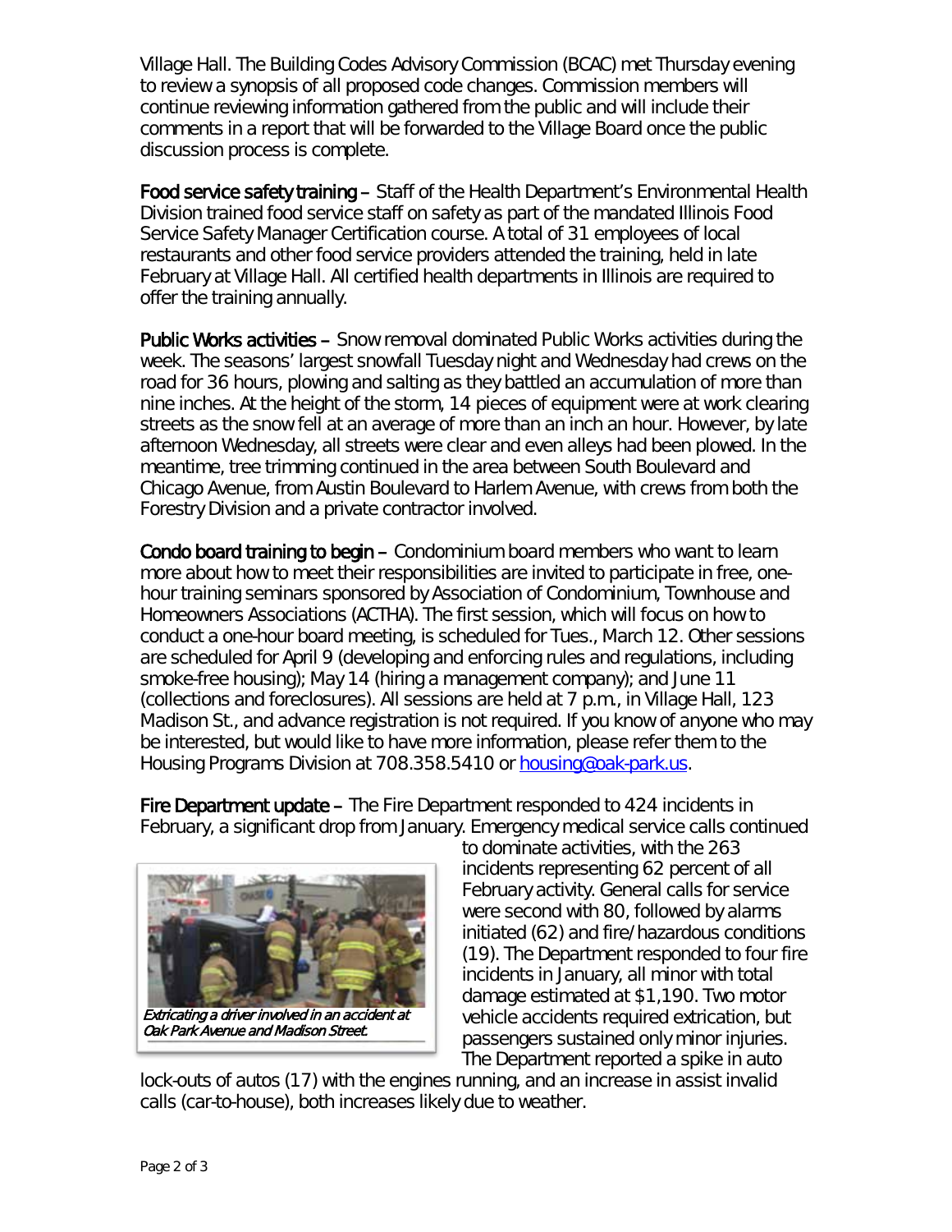Village Hall. The Building Codes Advisory Commission (BCAC) met Thursday evening to review a synopsis of all proposed code changes. Commission members will continue reviewing information gathered from the public and will include their comments in a report that will be forwarded to the Village Board once the public discussion process is complete.

**Food service safety training** – Staff of the Health Department's Environmental Health Division trained food service staff on safety as part of the mandated Illinois Food Service Safety Manager Certification course. A total of 31 employees of local restaurants and other food service providers attended the training, held in late February at Village Hall. All certified health departments in Illinois are required to offer the training annually.

**Public Works activities** – Snow removal dominated Public Works activities during the week. The seasons' largest snowfall Tuesday night and Wednesday had crews on the road for 36 hours, plowing and salting as they battled an accumulation of more than nine inches. At the height of the storm, 14 pieces of equipment were at work clearing streets as the snow fell at an average of more than an inch an hour. However, by late afternoon Wednesday, all streets were clear and even alleys had been plowed. In the meantime, tree trimming continued in the area between South Boulevard and Chicago Avenue, from Austin Boulevard to Harlem Avenue, with crews from both the Forestry Division and a private contractor involved.

**Condo board training to begin** – Condominium board members who want to learn more about how to meet their responsibilities are invited to participate in free, one-hour training seminars sponsored by Association of Condominium, Townhouse and Homeowners Associations (ACTHA). The first session, which will focus on how to conduct a one-hour board meeting, is scheduled for Tues., March 12. Other sessions are scheduled for April 9 (developing and enforcing rules and regulations, including smoke-free housing); May 14 (hiring a management company); and June 11 (collections and foreclosures). All sessions are held at 7 p.m., in Village Hall, 123 Madison St., and advance registration is not required. If you know of anyone who may be interested, but would like to have more information, please refer them to the Housing Programs Division at 708.358.5410 or [housing@oak-park.us](mailto:housing@oak-park.us).

**Fire Department update** – The Fire Department responded to 424 incidents in February, a significant drop from January. Emergency medical service calls continued to dominate activities, with the 263 incidents representing 62 percent of all February activity. General calls for service were second with 80, followed by alarms initiated (62) and fire/hazardous conditions (19). The Department responded to four fire incidents in January, all minor with total damage estimated at $1,190. Two motor vehicle accidents required extrication, but passengers sustained only minor injuries. The Department reported a spike in auto lock-outs of autos (17) with the engines running, and an increase in assist invalid calls (car-to-house), both increases likely due to weather.

*Extricating a driver involved in an accident at Oak Park Avenue and Madison Street.*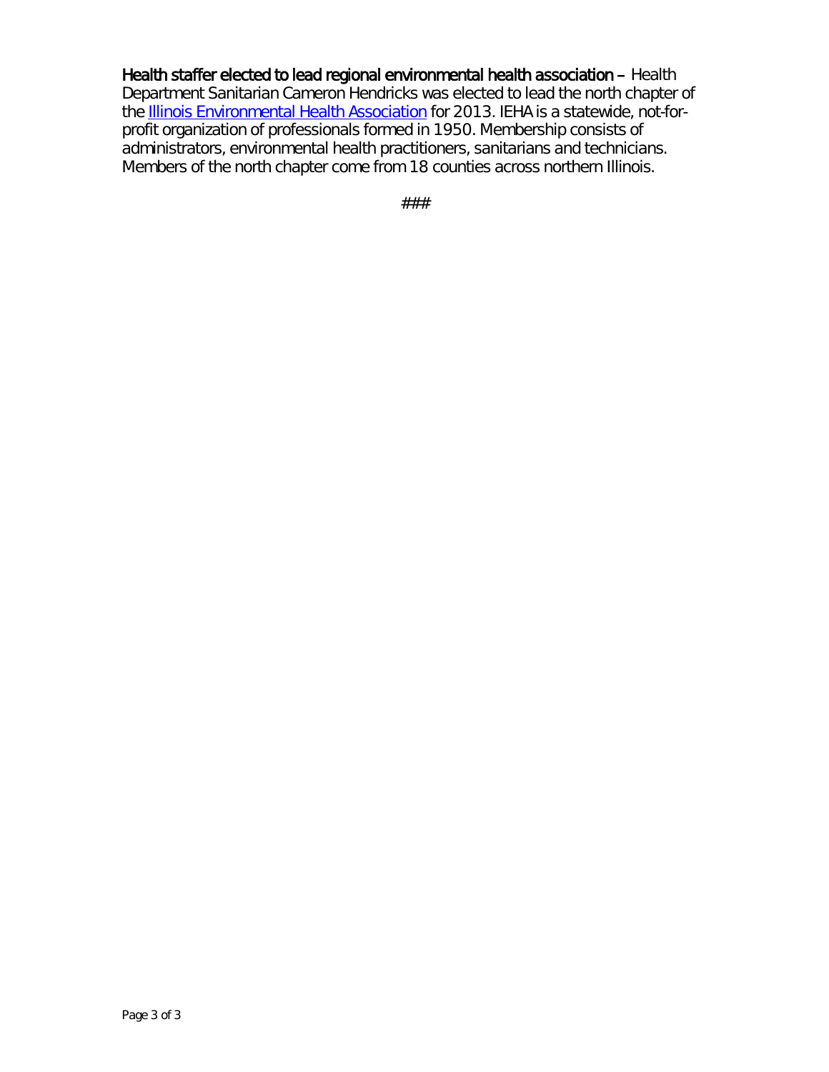**Health staffer elected to lead regional environmental health association –** Health Department Sanitarian Cameron Hendricks was elected to lead the north chapter of the Illinois Environmental Health Association for 2013. IEHA is a statewide, not-for-profit organization of professionals formed in 1950. Membership consists of administrators, environmental health practitioners, sanitarians and technicians. Members of the north chapter come from 18 counties across northern Illinois.

###